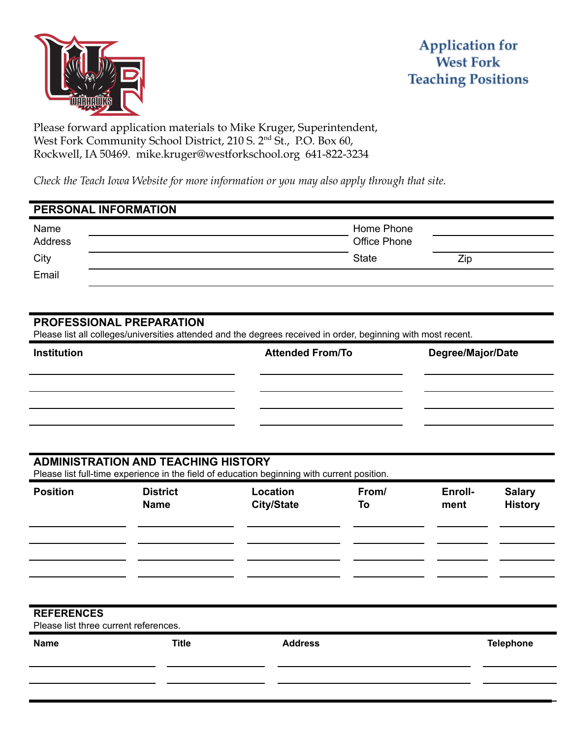# Application for West Fork Teaching Positions

Please forward application materials to Mike Kruger, Superintendent, West Fork Community School District, 210 S. 2nd St., P.O. Box 60, Rockwell, IA 50469. mike.kruger@westforkschool.org 641-822-3234

*Check the Teach Iowa Website for more information or you may also apply through that site.*

## PERSONAL INFORMATION

| | | | | |
|---|---|---|---|---|
| Name | | Home Phone | | |
| Address | | Office Phone | | |
| City | | State | Zip | |
| Email | | | | |

## PROFESSIONAL PREPARATION

Please list all colleges/universities attended and the degrees received in order, beginning with most recent.

| Institution | Attended From/To | Degree/Major/Date |
|---|---|---|
| | | |
| | | |
| | | |
| | | |

## ADMINISTRATION AND TEACHING HISTORY

Please list full-time experience in the field of education beginning with current position.

| Position | District Name | Location City/State | From/ To | Enroll-ment | Salary History |
|---|---|---|---|---|---|
| | | | | | |
| | | | | | |
| | | | | | |
| | | | | | |

## REFERENCES

Please list three current references.

| Name | Title | Address | Telephone |
|---|---|---|---|
| | | | |
| | | | |
| | | | |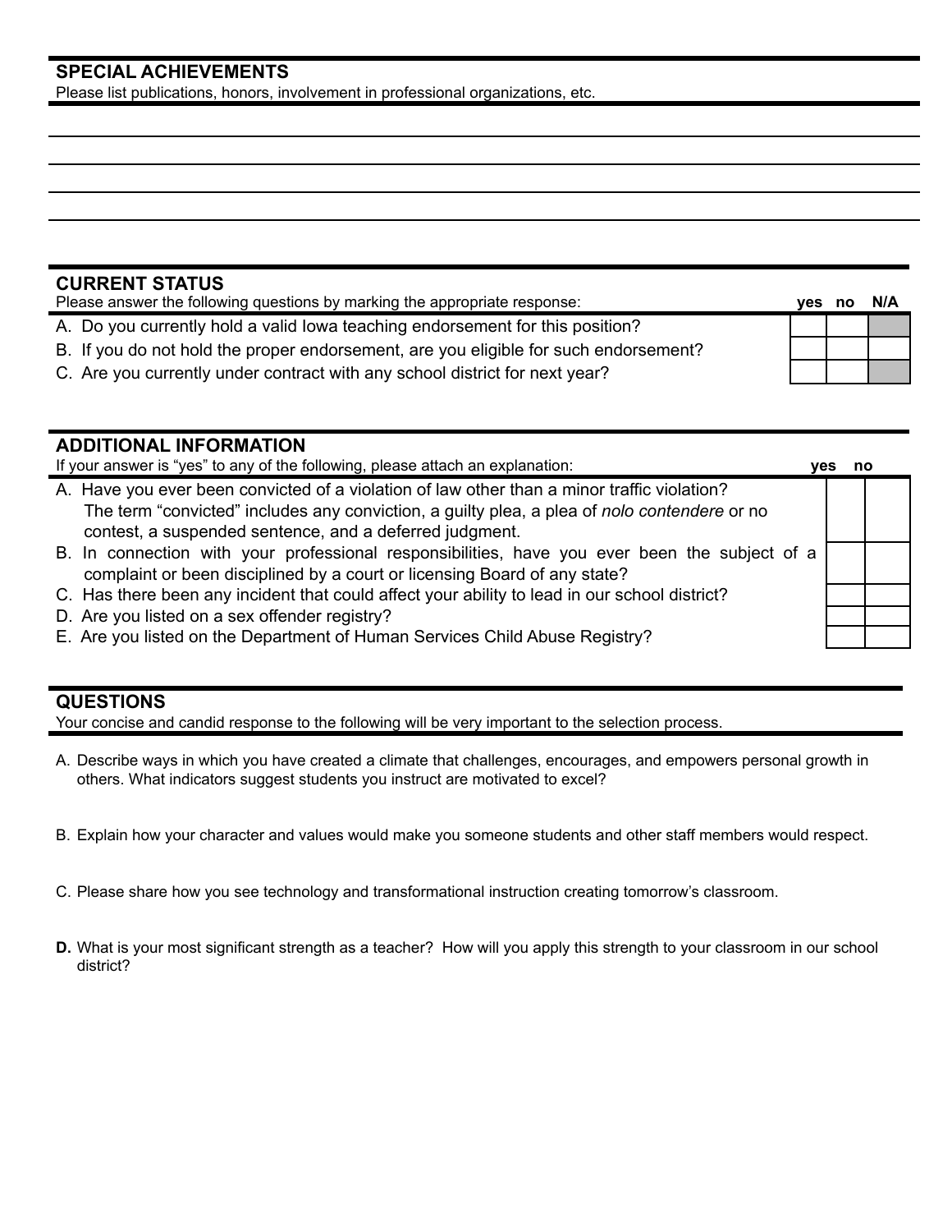## SPECIAL ACHIEVEMENTS

Please list publications, honors, involvement in professional organizations, etc.

## CURRENT STATUS

Please answer the following questions by marking the appropriate response:

| | yes | no | N/A |
|---|---|---|---|
| A. Do you currently hold a valid Iowa teaching endorsement for this position? | | | |
| B. If you do not hold the proper endorsement, are you eligible for such endorsement? | | | |
| C. Are you currently under contract with any school district for next year? | | | |

## ADDITIONAL INFORMATION

If your answer is "yes" to any of the following, please attach an explanation:

| | yes | no |
|---|---|---|
| A. Have you ever been convicted of a violation of law other than a minor traffic violation? The term "convicted" includes any conviction, a guilty plea, a plea of *nolo contendere* or no contest, a suspended sentence, and a deferred judgment. | | |
| B. In connection with your professional responsibilities, have you ever been the subject of a complaint or been disciplined by a court or licensing Board of any state? | | |
| C. Has there been any incident that could affect your ability to lead in our school district? | | |
| D. Are you listed on a sex offender registry? | | |
| E. Are you listed on the Department of Human Services Child Abuse Registry? | | |

## QUESTIONS

Your concise and candid response to the following will be very important to the selection process.

A. Describe ways in which you have created a climate that challenges, encourages, and empowers personal growth in others. What indicators suggest students you instruct are motivated to excel?

B. Explain how your character and values would make you someone students and other staff members would respect.

C. Please share how you see technology and transformational instruction creating tomorrow's classroom.

**D.** What is your most significant strength as a teacher? How will you apply this strength to your classroom in our school district?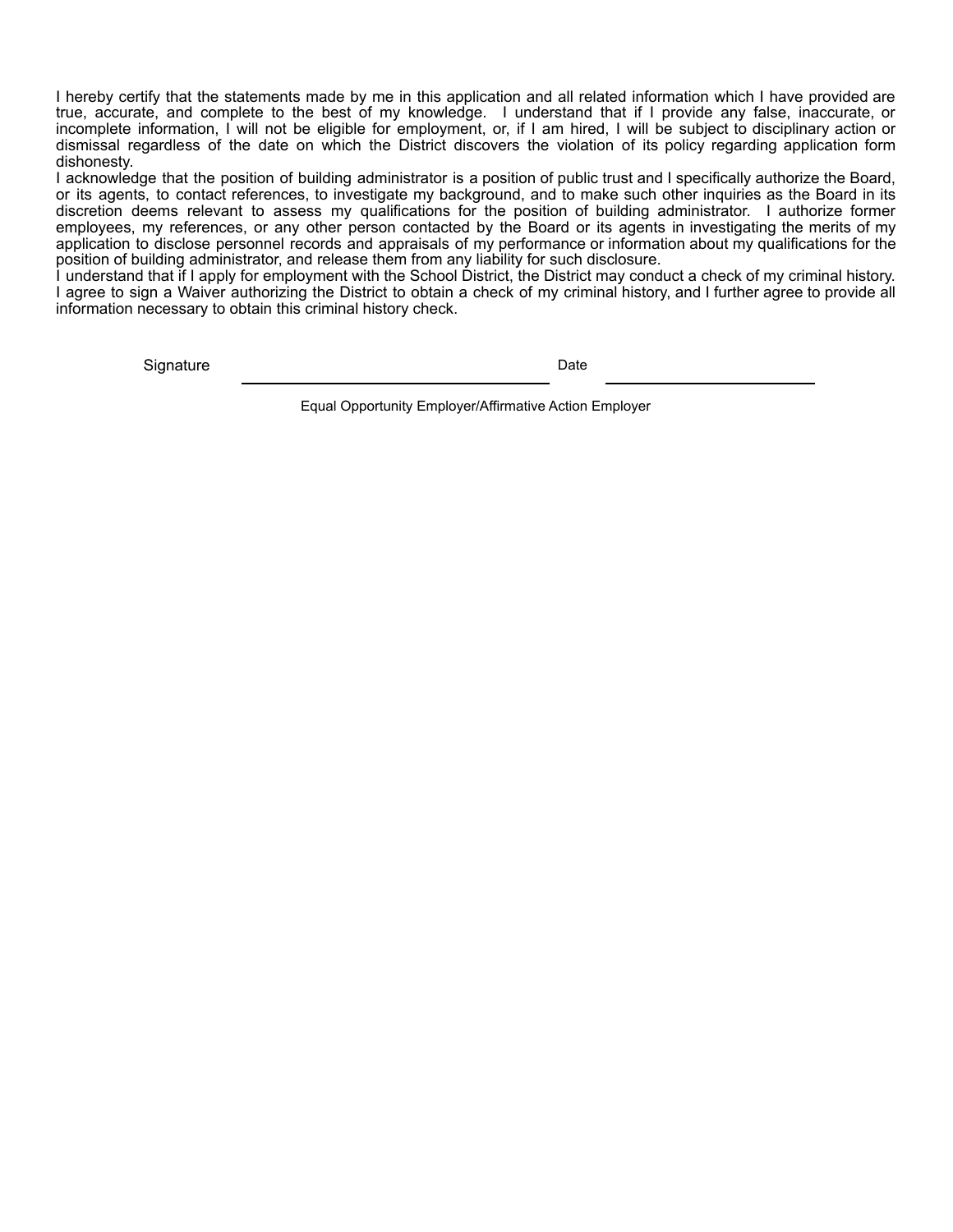I hereby certify that the statements made by me in this application and all related information which I have provided are true, accurate, and complete to the best of my knowledge. I understand that if I provide any false, inaccurate, or incomplete information, I will not be eligible for employment, or, if I am hired, I will be subject to disciplinary action or dismissal regardless of the date on which the District discovers the violation of its policy regarding application form dishonesty.

I acknowledge that the position of building administrator is a position of public trust and I specifically authorize the Board, or its agents, to contact references, to investigate my background, and to make such other inquiries as the Board in its discretion deems relevant to assess my qualifications for the position of building administrator. I authorize former employees, my references, or any other person contacted by the Board or its agents in investigating the merits of my application to disclose personnel records and appraisals of my performance or information about my qualifications for the position of building administrator, and release them from any liability for such disclosure.

I understand that if I apply for employment with the School District, the District may conduct a check of my criminal history. I agree to sign a Waiver authorizing the District to obtain a check of my criminal history, and I further agree to provide all information necessary to obtain this criminal history check.

Signature ______________________________ Date ____________________

Equal Opportunity Employer/Affirmative Action Employer